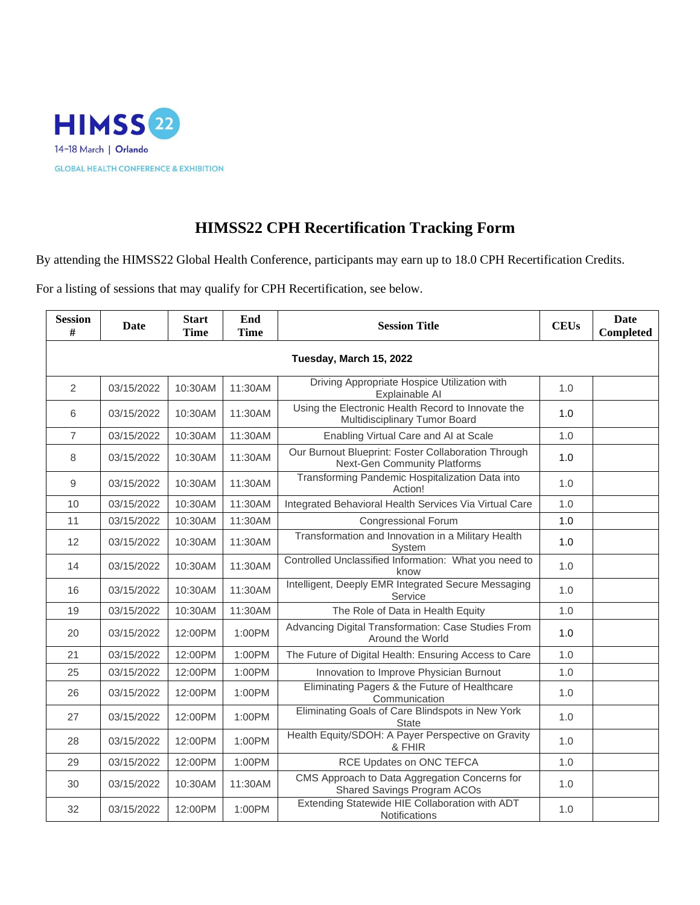HIMSS 22

14–18 March | Orlando

GLOBAL HEALTH CONFERENCE & EXHIBITION

# HIMSS22 CPH Recertification Tracking Form

By attending the HIMSS22 Global Health Conference, participants may earn up to 18.0 CPH Recertification Credits.

For a listing of sessions that may qualify for CPH Recertification, see below.

| Session # | Date | Start Time | End Time | Session Title | CEUs | Date Completed |
|---|---|---|---|---|---|---|
| **Tuesday, March 15, 2022** | | | | | | |
| 2 | 03/15/2022 | 10:30AM | 11:30AM | Driving Appropriate Hospice Utilization with Explainable AI | 1.0 | |
| 6 | 03/15/2022 | 10:30AM | 11:30AM | Using the Electronic Health Record to Innovate the Multidisciplinary Tumor Board | 1.0 | |
| 7 | 03/15/2022 | 10:30AM | 11:30AM | Enabling Virtual Care and AI at Scale | 1.0 | |
| 8 | 03/15/2022 | 10:30AM | 11:30AM | Our Burnout Blueprint: Foster Collaboration Through Next-Gen Community Platforms | 1.0 | |
| 9 | 03/15/2022 | 10:30AM | 11:30AM | Transforming Pandemic Hospitalization Data into Action! | 1.0 | |
| 10 | 03/15/2022 | 10:30AM | 11:30AM | Integrated Behavioral Health Services Via Virtual Care | 1.0 | |
| 11 | 03/15/2022 | 10:30AM | 11:30AM | Congressional Forum | 1.0 | |
| 12 | 03/15/2022 | 10:30AM | 11:30AM | Transformation and Innovation in a Military Health System | 1.0 | |
| 14 | 03/15/2022 | 10:30AM | 11:30AM | Controlled Unclassified Information: What you need to know | 1.0 | |
| 16 | 03/15/2022 | 10:30AM | 11:30AM | Intelligent, Deeply EMR Integrated Secure Messaging Service | 1.0 | |
| 19 | 03/15/2022 | 10:30AM | 11:30AM | The Role of Data in Health Equity | 1.0 | |
| 20 | 03/15/2022 | 12:00PM | 1:00PM | Advancing Digital Transformation: Case Studies From Around the World | 1.0 | |
| 21 | 03/15/2022 | 12:00PM | 1:00PM | The Future of Digital Health: Ensuring Access to Care | 1.0 | |
| 25 | 03/15/2022 | 12:00PM | 1:00PM | Innovation to Improve Physician Burnout | 1.0 | |
| 26 | 03/15/2022 | 12:00PM | 1:00PM | Eliminating Pagers & the Future of Healthcare Communication | 1.0 | |
| 27 | 03/15/2022 | 12:00PM | 1:00PM | Eliminating Goals of Care Blindspots in New York State | 1.0 | |
| 28 | 03/15/2022 | 12:00PM | 1:00PM | Health Equity/SDOH: A Payer Perspective on Gravity & FHIR | 1.0 | |
| 29 | 03/15/2022 | 12:00PM | 1:00PM | RCE Updates on ONC TEFCA | 1.0 | |
| 30 | 03/15/2022 | 10:30AM | 11:30AM | CMS Approach to Data Aggregation Concerns for Shared Savings Program ACOs | 1.0 | |
| 32 | 03/15/2022 | 12:00PM | 1:00PM | Extending Statewide HIE Collaboration with ADT Notifications | 1.0 | |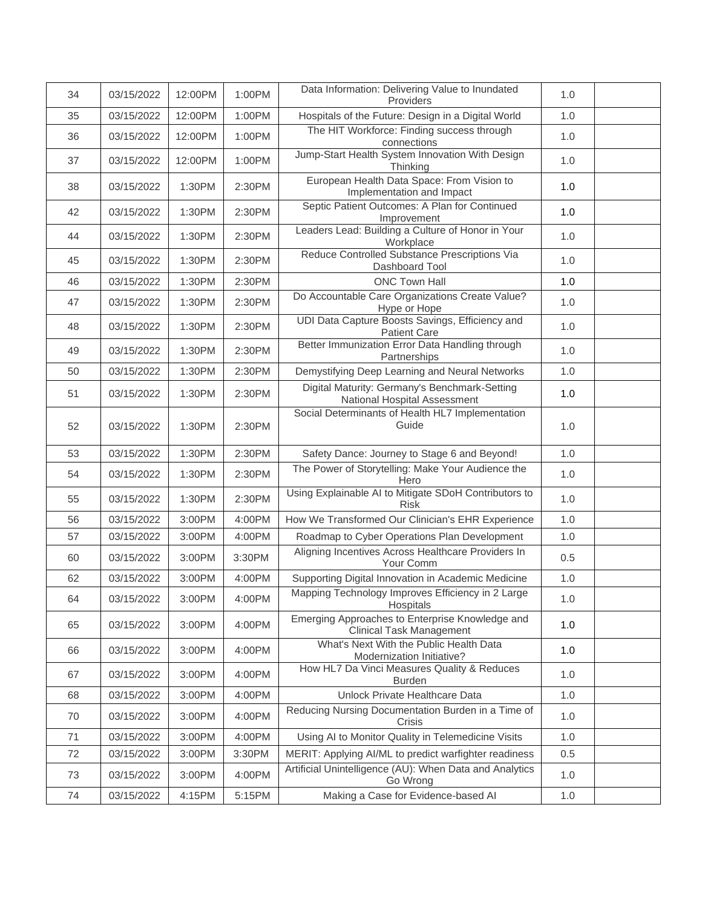| | | | | | | |
|---|---|---|---|---|---|---|
| 34 | 03/15/2022 | 12:00PM | 1:00PM | Data Information: Delivering Value to Inundated Providers | 1.0 | |
| 35 | 03/15/2022 | 12:00PM | 1:00PM | Hospitals of the Future: Design in a Digital World | 1.0 | |
| 36 | 03/15/2022 | 12:00PM | 1:00PM | The HIT Workforce: Finding success through connections | 1.0 | |
| 37 | 03/15/2022 | 12:00PM | 1:00PM | Jump-Start Health System Innovation With Design Thinking | 1.0 | |
| 38 | 03/15/2022 | 1:30PM | 2:30PM | European Health Data Space: From Vision to Implementation and Impact | 1.0 | |
| 42 | 03/15/2022 | 1:30PM | 2:30PM | Septic Patient Outcomes: A Plan for Continued Improvement | 1.0 | |
| 44 | 03/15/2022 | 1:30PM | 2:30PM | Leaders Lead: Building a Culture of Honor in Your Workplace | 1.0 | |
| 45 | 03/15/2022 | 1:30PM | 2:30PM | Reduce Controlled Substance Prescriptions Via Dashboard Tool | 1.0 | |
| 46 | 03/15/2022 | 1:30PM | 2:30PM | ONC Town Hall | 1.0 | |
| 47 | 03/15/2022 | 1:30PM | 2:30PM | Do Accountable Care Organizations Create Value? Hype or Hope | 1.0 | |
| 48 | 03/15/2022 | 1:30PM | 2:30PM | UDI Data Capture Boosts Savings, Efficiency and Patient Care | 1.0 | |
| 49 | 03/15/2022 | 1:30PM | 2:30PM | Better Immunization Error Data Handling through Partnerships | 1.0 | |
| 50 | 03/15/2022 | 1:30PM | 2:30PM | Demystifying Deep Learning and Neural Networks | 1.0 | |
| 51 | 03/15/2022 | 1:30PM | 2:30PM | Digital Maturity: Germany's Benchmark-Setting National Hospital Assessment | 1.0 | |
| 52 | 03/15/2022 | 1:30PM | 2:30PM | Social Determinants of Health HL7 Implementation Guide | 1.0 | |
| 53 | 03/15/2022 | 1:30PM | 2:30PM | Safety Dance: Journey to Stage 6 and Beyond! | 1.0 | |
| 54 | 03/15/2022 | 1:30PM | 2:30PM | The Power of Storytelling: Make Your Audience the Hero | 1.0 | |
| 55 | 03/15/2022 | 1:30PM | 2:30PM | Using Explainable AI to Mitigate SDoH Contributors to Risk | 1.0 | |
| 56 | 03/15/2022 | 3:00PM | 4:00PM | How We Transformed Our Clinician's EHR Experience | 1.0 | |
| 57 | 03/15/2022 | 3:00PM | 4:00PM | Roadmap to Cyber Operations Plan Development | 1.0 | |
| 60 | 03/15/2022 | 3:00PM | 3:30PM | Aligning Incentives Across Healthcare Providers In Your Comm | 0.5 | |
| 62 | 03/15/2022 | 3:00PM | 4:00PM | Supporting Digital Innovation in Academic Medicine | 1.0 | |
| 64 | 03/15/2022 | 3:00PM | 4:00PM | Mapping Technology Improves Efficiency in 2 Large Hospitals | 1.0 | |
| 65 | 03/15/2022 | 3:00PM | 4:00PM | Emerging Approaches to Enterprise Knowledge and Clinical Task Management | 1.0 | |
| 66 | 03/15/2022 | 3:00PM | 4:00PM | What's Next With the Public Health Data Modernization Initiative? | 1.0 | |
| 67 | 03/15/2022 | 3:00PM | 4:00PM | How HL7 Da Vinci Measures Quality & Reduces Burden | 1.0 | |
| 68 | 03/15/2022 | 3:00PM | 4:00PM | Unlock Private Healthcare Data | 1.0 | |
| 70 | 03/15/2022 | 3:00PM | 4:00PM | Reducing Nursing Documentation Burden in a Time of Crisis | 1.0 | |
| 71 | 03/15/2022 | 3:00PM | 4:00PM | Using AI to Monitor Quality in Telemedicine Visits | 1.0 | |
| 72 | 03/15/2022 | 3:00PM | 3:30PM | MERIT: Applying AI/ML to predict warfighter readiness | 0.5 | |
| 73 | 03/15/2022 | 3:00PM | 4:00PM | Artificial Unintelligence (AU): When Data and Analytics Go Wrong | 1.0 | |
| 74 | 03/15/2022 | 4:15PM | 5:15PM | Making a Case for Evidence-based AI | 1.0 | |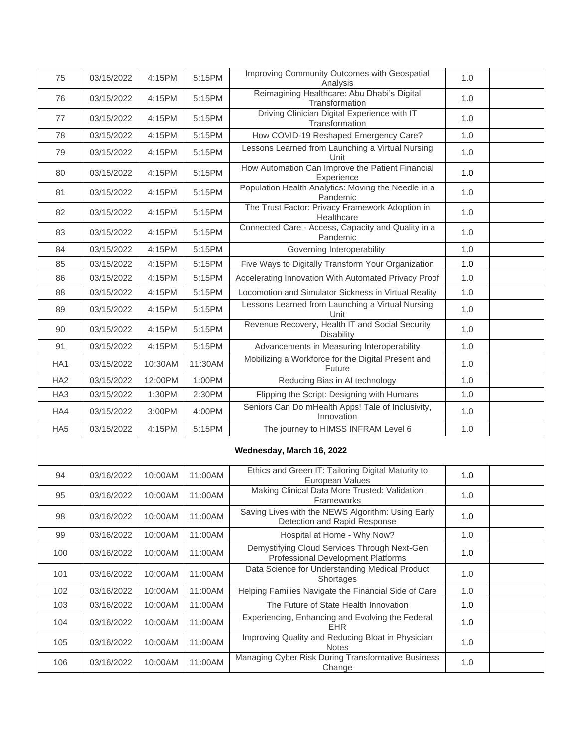| | | | | | | |
|---|---|---|---|---|---|---|
| 75 | 03/15/2022 | 4:15PM | 5:15PM | Improving Community Outcomes with Geospatial Analysis | 1.0 | |
| 76 | 03/15/2022 | 4:15PM | 5:15PM | Reimagining Healthcare: Abu Dhabi's Digital Transformation | 1.0 | |
| 77 | 03/15/2022 | 4:15PM | 5:15PM | Driving Clinician Digital Experience with IT Transformation | 1.0 | |
| 78 | 03/15/2022 | 4:15PM | 5:15PM | How COVID-19 Reshaped Emergency Care? | 1.0 | |
| 79 | 03/15/2022 | 4:15PM | 5:15PM | Lessons Learned from Launching a Virtual Nursing Unit | 1.0 | |
| 80 | 03/15/2022 | 4:15PM | 5:15PM | How Automation Can Improve the Patient Financial Experience | 1.0 | |
| 81 | 03/15/2022 | 4:15PM | 5:15PM | Population Health Analytics: Moving the Needle in a Pandemic | 1.0 | |
| 82 | 03/15/2022 | 4:15PM | 5:15PM | The Trust Factor: Privacy Framework Adoption in Healthcare | 1.0 | |
| 83 | 03/15/2022 | 4:15PM | 5:15PM | Connected Care - Access, Capacity and Quality in a Pandemic | 1.0 | |
| 84 | 03/15/2022 | 4:15PM | 5:15PM | Governing Interoperability | 1.0 | |
| 85 | 03/15/2022 | 4:15PM | 5:15PM | Five Ways to Digitally Transform Your Organization | 1.0 | |
| 86 | 03/15/2022 | 4:15PM | 5:15PM | Accelerating Innovation With Automated Privacy Proof | 1.0 | |
| 88 | 03/15/2022 | 4:15PM | 5:15PM | Locomotion and Simulator Sickness in Virtual Reality | 1.0 | |
| 89 | 03/15/2022 | 4:15PM | 5:15PM | Lessons Learned from Launching a Virtual Nursing Unit | 1.0 | |
| 90 | 03/15/2022 | 4:15PM | 5:15PM | Revenue Recovery, Health IT and Social Security Disability | 1.0 | |
| 91 | 03/15/2022 | 4:15PM | 5:15PM | Advancements in Measuring Interoperability | 1.0 | |
| HA1 | 03/15/2022 | 10:30AM | 11:30AM | Mobilizing a Workforce for the Digital Present and Future | 1.0 | |
| HA2 | 03/15/2022 | 12:00PM | 1:00PM | Reducing Bias in AI technology | 1.0 | |
| HA3 | 03/15/2022 | 1:30PM | 2:30PM | Flipping the Script: Designing with Humans | 1.0 | |
| HA4 | 03/15/2022 | 3:00PM | 4:00PM | Seniors Can Do mHealth Apps! Tale of Inclusivity, Innovation | 1.0 | |
| HA5 | 03/15/2022 | 4:15PM | 5:15PM | The journey to HIMSS INFRAM Level 6 | 1.0 | |
| **Wednesday, March 16, 2022** | | | | | | |
| 94 | 03/16/2022 | 10:00AM | 11:00AM | Ethics and Green IT: Tailoring Digital Maturity to European Values | 1.0 | |
| 95 | 03/16/2022 | 10:00AM | 11:00AM | Making Clinical Data More Trusted: Validation Frameworks | 1.0 | |
| 98 | 03/16/2022 | 10:00AM | 11:00AM | Saving Lives with the NEWS Algorithm: Using Early Detection and Rapid Response | 1.0 | |
| 99 | 03/16/2022 | 10:00AM | 11:00AM | Hospital at Home - Why Now? | 1.0 | |
| 100 | 03/16/2022 | 10:00AM | 11:00AM | Demystifying Cloud Services Through Next-Gen Professional Development Platforms | 1.0 | |
| 101 | 03/16/2022 | 10:00AM | 11:00AM | Data Science for Understanding Medical Product Shortages | 1.0 | |
| 102 | 03/16/2022 | 10:00AM | 11:00AM | Helping Families Navigate the Financial Side of Care | 1.0 | |
| 103 | 03/16/2022 | 10:00AM | 11:00AM | The Future of State Health Innovation | 1.0 | |
| 104 | 03/16/2022 | 10:00AM | 11:00AM | Experiencing, Enhancing and Evolving the Federal EHR | 1.0 | |
| 105 | 03/16/2022 | 10:00AM | 11:00AM | Improving Quality and Reducing Bloat in Physician Notes | 1.0 | |
| 106 | 03/16/2022 | 10:00AM | 11:00AM | Managing Cyber Risk During Transformative Business Change | 1.0 | |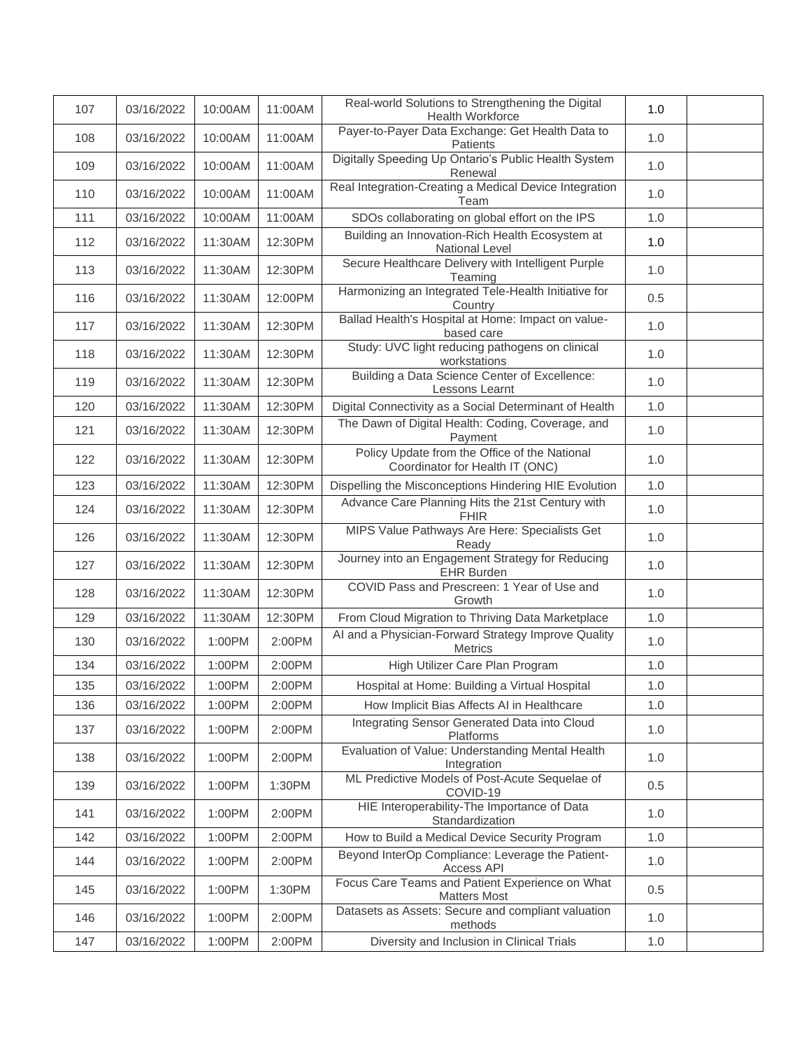| | | | | | | |
|---|---|---|---|---|---|---|
| 107 | 03/16/2022 | 10:00AM | 11:00AM | Real-world Solutions to Strengthening the Digital Health Workforce | 1.0 | |
| 108 | 03/16/2022 | 10:00AM | 11:00AM | Payer-to-Payer Data Exchange: Get Health Data to Patients | 1.0 | |
| 109 | 03/16/2022 | 10:00AM | 11:00AM | Digitally Speeding Up Ontario's Public Health System Renewal | 1.0 | |
| 110 | 03/16/2022 | 10:00AM | 11:00AM | Real Integration-Creating a Medical Device Integration Team | 1.0 | |
| 111 | 03/16/2022 | 10:00AM | 11:00AM | SDOs collaborating on global effort on the IPS | 1.0 | |
| 112 | 03/16/2022 | 11:30AM | 12:30PM | Building an Innovation-Rich Health Ecosystem at National Level | 1.0 | |
| 113 | 03/16/2022 | 11:30AM | 12:30PM | Secure Healthcare Delivery with Intelligent Purple Teaming | 1.0 | |
| 116 | 03/16/2022 | 11:30AM | 12:00PM | Harmonizing an Integrated Tele-Health Initiative for Country | 0.5 | |
| 117 | 03/16/2022 | 11:30AM | 12:30PM | Ballad Health's Hospital at Home: Impact on value-based care | 1.0 | |
| 118 | 03/16/2022 | 11:30AM | 12:30PM | Study: UVC light reducing pathogens on clinical workstations | 1.0 | |
| 119 | 03/16/2022 | 11:30AM | 12:30PM | Building a Data Science Center of Excellence: Lessons Learnt | 1.0 | |
| 120 | 03/16/2022 | 11:30AM | 12:30PM | Digital Connectivity as a Social Determinant of Health | 1.0 | |
| 121 | 03/16/2022 | 11:30AM | 12:30PM | The Dawn of Digital Health: Coding, Coverage, and Payment | 1.0 | |
| 122 | 03/16/2022 | 11:30AM | 12:30PM | Policy Update from the Office of the National Coordinator for Health IT (ONC) | 1.0 | |
| 123 | 03/16/2022 | 11:30AM | 12:30PM | Dispelling the Misconceptions Hindering HIE Evolution | 1.0 | |
| 124 | 03/16/2022 | 11:30AM | 12:30PM | Advance Care Planning Hits the 21st Century with FHIR | 1.0 | |
| 126 | 03/16/2022 | 11:30AM | 12:30PM | MIPS Value Pathways Are Here: Specialists Get Ready | 1.0 | |
| 127 | 03/16/2022 | 11:30AM | 12:30PM | Journey into an Engagement Strategy for Reducing EHR Burden | 1.0 | |
| 128 | 03/16/2022 | 11:30AM | 12:30PM | COVID Pass and Prescreen: 1 Year of Use and Growth | 1.0 | |
| 129 | 03/16/2022 | 11:30AM | 12:30PM | From Cloud Migration to Thriving Data Marketplace | 1.0 | |
| 130 | 03/16/2022 | 1:00PM | 2:00PM | AI and a Physician-Forward Strategy Improve Quality Metrics | 1.0 | |
| 134 | 03/16/2022 | 1:00PM | 2:00PM | High Utilizer Care Plan Program | 1.0 | |
| 135 | 03/16/2022 | 1:00PM | 2:00PM | Hospital at Home: Building a Virtual Hospital | 1.0 | |
| 136 | 03/16/2022 | 1:00PM | 2:00PM | How Implicit Bias Affects AI in Healthcare | 1.0 | |
| 137 | 03/16/2022 | 1:00PM | 2:00PM | Integrating Sensor Generated Data into Cloud Platforms | 1.0 | |
| 138 | 03/16/2022 | 1:00PM | 2:00PM | Evaluation of Value: Understanding Mental Health Integration | 1.0 | |
| 139 | 03/16/2022 | 1:00PM | 1:30PM | ML Predictive Models of Post-Acute Sequelae of COVID-19 | 0.5 | |
| 141 | 03/16/2022 | 1:00PM | 2:00PM | HIE Interoperability-The Importance of Data Standardization | 1.0 | |
| 142 | 03/16/2022 | 1:00PM | 2:00PM | How to Build a Medical Device Security Program | 1.0 | |
| 144 | 03/16/2022 | 1:00PM | 2:00PM | Beyond InterOp Compliance: Leverage the Patient-Access API | 1.0 | |
| 145 | 03/16/2022 | 1:00PM | 1:30PM | Focus Care Teams and Patient Experience on What Matters Most | 0.5 | |
| 146 | 03/16/2022 | 1:00PM | 2:00PM | Datasets as Assets: Secure and compliant valuation methods | 1.0 | |
| 147 | 03/16/2022 | 1:00PM | 2:00PM | Diversity and Inclusion in Clinical Trials | 1.0 | |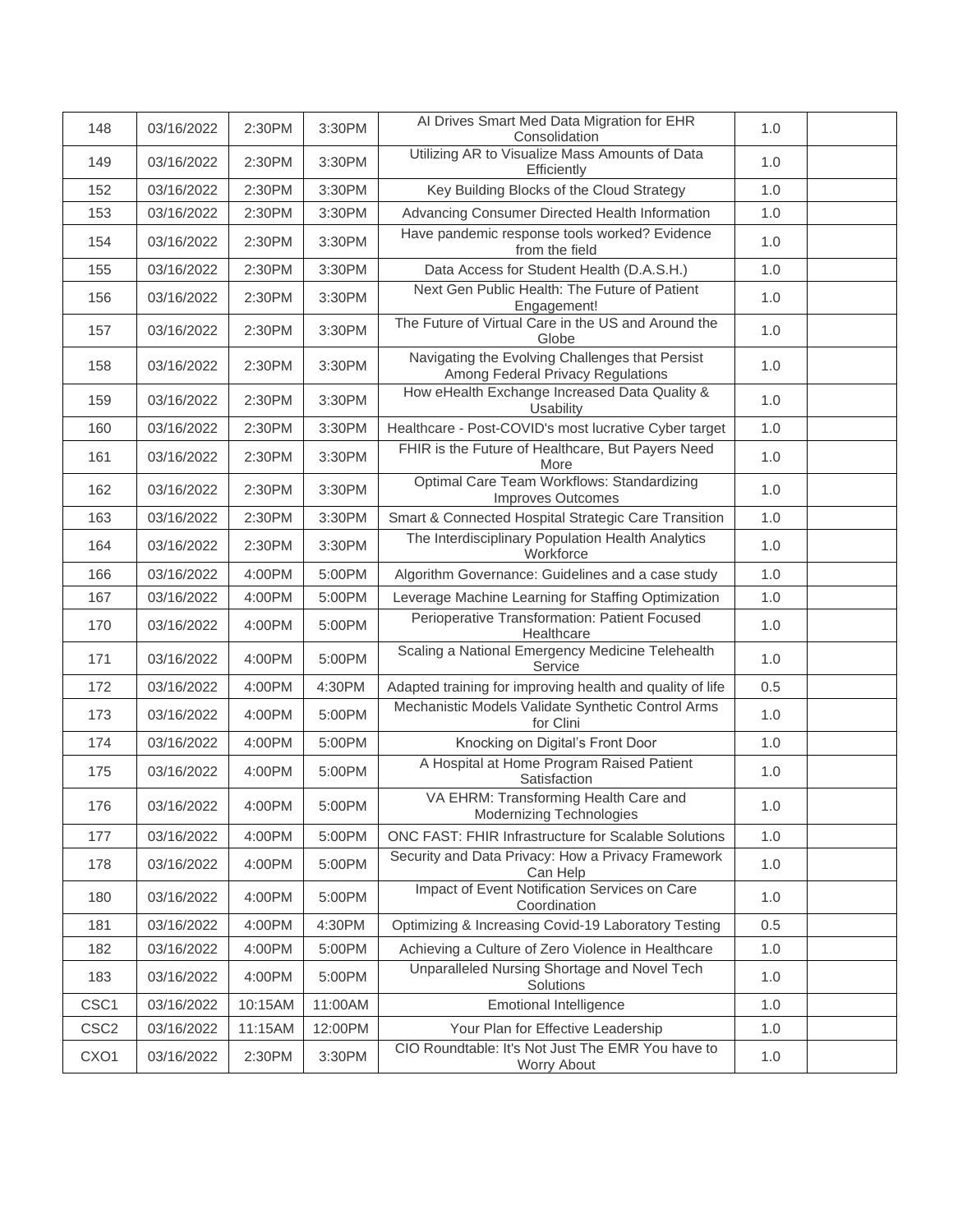| 148 | 03/16/2022 | 2:30PM | 3:30PM | AI Drives Smart Med Data Migration for EHR Consolidation | 1.0 | |
|---|---|---|---|---|---|---|
| 149 | 03/16/2022 | 2:30PM | 3:30PM | Utilizing AR to Visualize Mass Amounts of Data Efficiently | 1.0 | |
| 152 | 03/16/2022 | 2:30PM | 3:30PM | Key Building Blocks of the Cloud Strategy | 1.0 | |
| 153 | 03/16/2022 | 2:30PM | 3:30PM | Advancing Consumer Directed Health Information | 1.0 | |
| 154 | 03/16/2022 | 2:30PM | 3:30PM | Have pandemic response tools worked? Evidence from the field | 1.0 | |
| 155 | 03/16/2022 | 2:30PM | 3:30PM | Data Access for Student Health (D.A.S.H.) | 1.0 | |
| 156 | 03/16/2022 | 2:30PM | 3:30PM | Next Gen Public Health: The Future of Patient Engagement! | 1.0 | |
| 157 | 03/16/2022 | 2:30PM | 3:30PM | The Future of Virtual Care in the US and Around the Globe | 1.0 | |
| 158 | 03/16/2022 | 2:30PM | 3:30PM | Navigating the Evolving Challenges that Persist Among Federal Privacy Regulations | 1.0 | |
| 159 | 03/16/2022 | 2:30PM | 3:30PM | How eHealth Exchange Increased Data Quality & Usability | 1.0 | |
| 160 | 03/16/2022 | 2:30PM | 3:30PM | Healthcare - Post-COVID's most lucrative Cyber target | 1.0 | |
| 161 | 03/16/2022 | 2:30PM | 3:30PM | FHIR is the Future of Healthcare, But Payers Need More | 1.0 | |
| 162 | 03/16/2022 | 2:30PM | 3:30PM | Optimal Care Team Workflows: Standardizing Improves Outcomes | 1.0 | |
| 163 | 03/16/2022 | 2:30PM | 3:30PM | Smart & Connected Hospital Strategic Care Transition | 1.0 | |
| 164 | 03/16/2022 | 2:30PM | 3:30PM | The Interdisciplinary Population Health Analytics Workforce | 1.0 | |
| 166 | 03/16/2022 | 4:00PM | 5:00PM | Algorithm Governance: Guidelines and a case study | 1.0 | |
| 167 | 03/16/2022 | 4:00PM | 5:00PM | Leverage Machine Learning for Staffing Optimization | 1.0 | |
| 170 | 03/16/2022 | 4:00PM | 5:00PM | Perioperative Transformation: Patient Focused Healthcare | 1.0 | |
| 171 | 03/16/2022 | 4:00PM | 5:00PM | Scaling a National Emergency Medicine Telehealth Service | 1.0 | |
| 172 | 03/16/2022 | 4:00PM | 4:30PM | Adapted training for improving health and quality of life | 0.5 | |
| 173 | 03/16/2022 | 4:00PM | 5:00PM | Mechanistic Models Validate Synthetic Control Arms for Clini | 1.0 | |
| 174 | 03/16/2022 | 4:00PM | 5:00PM | Knocking on Digital's Front Door | 1.0 | |
| 175 | 03/16/2022 | 4:00PM | 5:00PM | A Hospital at Home Program Raised Patient Satisfaction | 1.0 | |
| 176 | 03/16/2022 | 4:00PM | 5:00PM | VA EHRM: Transforming Health Care and Modernizing Technologies | 1.0 | |
| 177 | 03/16/2022 | 4:00PM | 5:00PM | ONC FAST: FHIR Infrastructure for Scalable Solutions | 1.0 | |
| 178 | 03/16/2022 | 4:00PM | 5:00PM | Security and Data Privacy: How a Privacy Framework Can Help | 1.0 | |
| 180 | 03/16/2022 | 4:00PM | 5:00PM | Impact of Event Notification Services on Care Coordination | 1.0 | |
| 181 | 03/16/2022 | 4:00PM | 4:30PM | Optimizing & Increasing Covid-19 Laboratory Testing | 0.5 | |
| 182 | 03/16/2022 | 4:00PM | 5:00PM | Achieving a Culture of Zero Violence in Healthcare | 1.0 | |
| 183 | 03/16/2022 | 4:00PM | 5:00PM | Unparalleled Nursing Shortage and Novel Tech Solutions | 1.0 | |
| CSC1 | 03/16/2022 | 10:15AM | 11:00AM | Emotional Intelligence | 1.0 | |
| CSC2 | 03/16/2022 | 11:15AM | 12:00PM | Your Plan for Effective Leadership | 1.0 | |
| CXO1 | 03/16/2022 | 2:30PM | 3:30PM | CIO Roundtable: It's Not Just The EMR You have to Worry About | 1.0 | |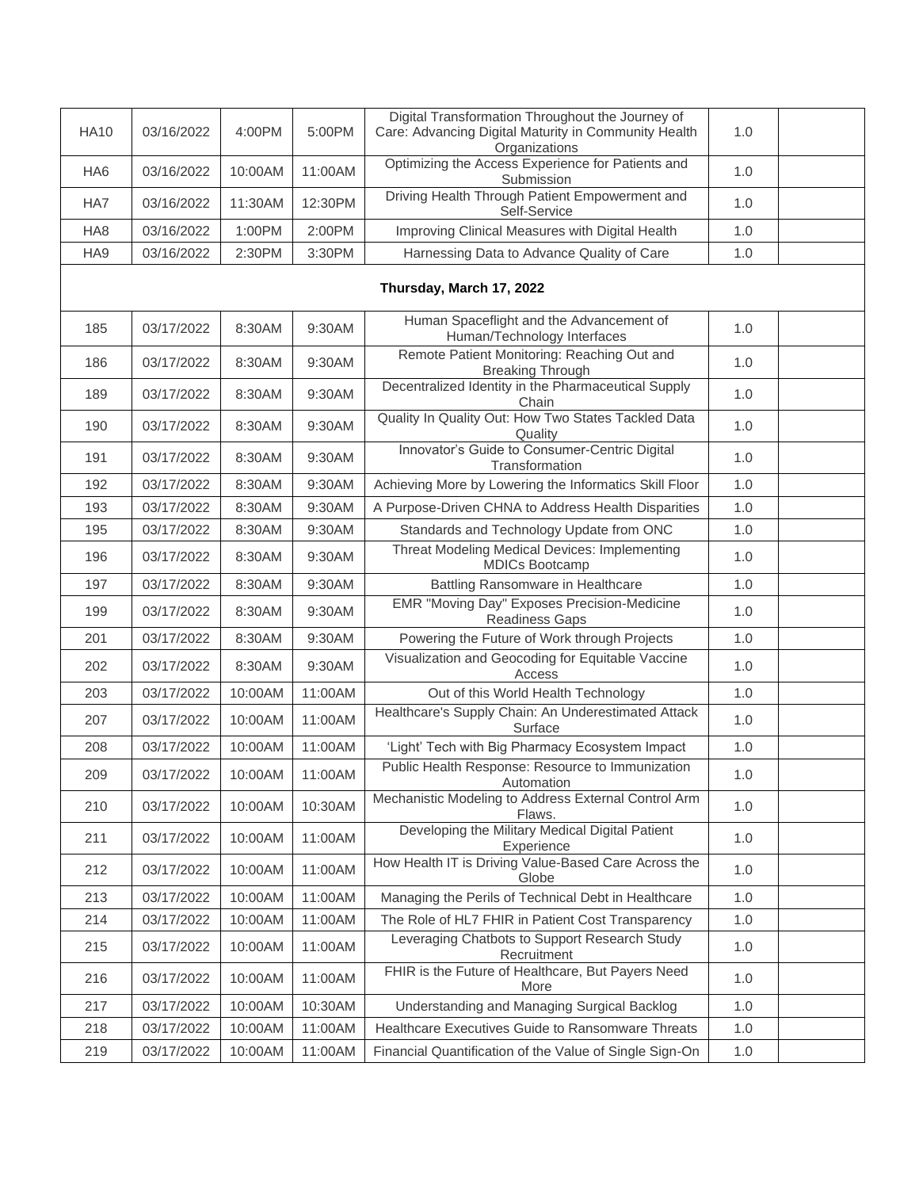| HA10 | 03/16/2022 | 4:00PM | 5:00PM | Digital Transformation Throughout the Journey of Care: Advancing Digital Maturity in Community Health Organizations | 1.0 | |
|---|---|---|---|---|---|---|
| HA6 | 03/16/2022 | 10:00AM | 11:00AM | Optimizing the Access Experience for Patients and Submission | 1.0 | |
| HA7 | 03/16/2022 | 11:30AM | 12:30PM | Driving Health Through Patient Empowerment and Self-Service | 1.0 | |
| HA8 | 03/16/2022 | 1:00PM | 2:00PM | Improving Clinical Measures with Digital Health | 1.0 | |
| HA9 | 03/16/2022 | 2:30PM | 3:30PM | Harnessing Data to Advance Quality of Care | 1.0 | |
| **Thursday, March 17, 2022** | | | | | | |
| 185 | 03/17/2022 | 8:30AM | 9:30AM | Human Spaceflight and the Advancement of Human/Technology Interfaces | 1.0 | |
| 186 | 03/17/2022 | 8:30AM | 9:30AM | Remote Patient Monitoring: Reaching Out and Breaking Through | 1.0 | |
| 189 | 03/17/2022 | 8:30AM | 9:30AM | Decentralized Identity in the Pharmaceutical Supply Chain | 1.0 | |
| 190 | 03/17/2022 | 8:30AM | 9:30AM | Quality In Quality Out: How Two States Tackled Data Quality | 1.0 | |
| 191 | 03/17/2022 | 8:30AM | 9:30AM | Innovator's Guide to Consumer-Centric Digital Transformation | 1.0 | |
| 192 | 03/17/2022 | 8:30AM | 9:30AM | Achieving More by Lowering the Informatics Skill Floor | 1.0 | |
| 193 | 03/17/2022 | 8:30AM | 9:30AM | A Purpose-Driven CHNA to Address Health Disparities | 1.0 | |
| 195 | 03/17/2022 | 8:30AM | 9:30AM | Standards and Technology Update from ONC | 1.0 | |
| 196 | 03/17/2022 | 8:30AM | 9:30AM | Threat Modeling Medical Devices: Implementing MDICs Bootcamp | 1.0 | |
| 197 | 03/17/2022 | 8:30AM | 9:30AM | Battling Ransomware in Healthcare | 1.0 | |
| 199 | 03/17/2022 | 8:30AM | 9:30AM | EMR "Moving Day" Exposes Precision-Medicine Readiness Gaps | 1.0 | |
| 201 | 03/17/2022 | 8:30AM | 9:30AM | Powering the Future of Work through Projects | 1.0 | |
| 202 | 03/17/2022 | 8:30AM | 9:30AM | Visualization and Geocoding for Equitable Vaccine Access | 1.0 | |
| 203 | 03/17/2022 | 10:00AM | 11:00AM | Out of this World Health Technology | 1.0 | |
| 207 | 03/17/2022 | 10:00AM | 11:00AM | Healthcare's Supply Chain: An Underestimated Attack Surface | 1.0 | |
| 208 | 03/17/2022 | 10:00AM | 11:00AM | 'Light' Tech with Big Pharmacy Ecosystem Impact | 1.0 | |
| 209 | 03/17/2022 | 10:00AM | 11:00AM | Public Health Response: Resource to Immunization Automation | 1.0 | |
| 210 | 03/17/2022 | 10:00AM | 10:30AM | Mechanistic Modeling to Address External Control Arm Flaws. | 1.0 | |
| 211 | 03/17/2022 | 10:00AM | 11:00AM | Developing the Military Medical Digital Patient Experience | 1.0 | |
| 212 | 03/17/2022 | 10:00AM | 11:00AM | How Health IT is Driving Value-Based Care Across the Globe | 1.0 | |
| 213 | 03/17/2022 | 10:00AM | 11:00AM | Managing the Perils of Technical Debt in Healthcare | 1.0 | |
| 214 | 03/17/2022 | 10:00AM | 11:00AM | The Role of HL7 FHIR in Patient Cost Transparency | 1.0 | |
| 215 | 03/17/2022 | 10:00AM | 11:00AM | Leveraging Chatbots to Support Research Study Recruitment | 1.0 | |
| 216 | 03/17/2022 | 10:00AM | 11:00AM | FHIR is the Future of Healthcare, But Payers Need More | 1.0 | |
| 217 | 03/17/2022 | 10:00AM | 10:30AM | Understanding and Managing Surgical Backlog | 1.0 | |
| 218 | 03/17/2022 | 10:00AM | 11:00AM | Healthcare Executives Guide to Ransomware Threats | 1.0 | |
| 219 | 03/17/2022 | 10:00AM | 11:00AM | Financial Quantification of the Value of Single Sign-On | 1.0 | |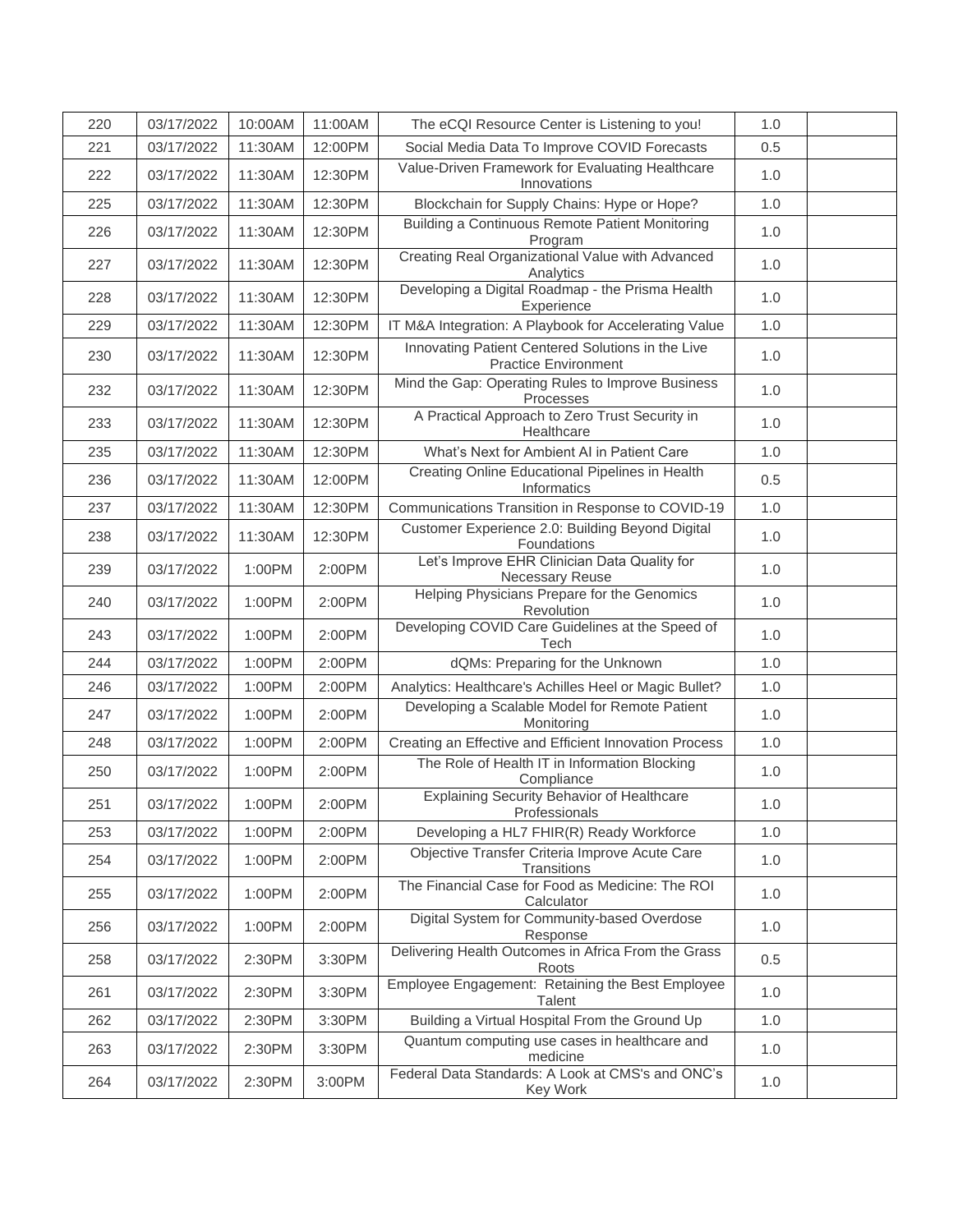| 220 | 03/17/2022 | 10:00AM | 11:00AM | The eCQI Resource Center is Listening to you! | 1.0 | |
|---|---|---|---|---|---|---|
| 221 | 03/17/2022 | 11:30AM | 12:00PM | Social Media Data To Improve COVID Forecasts | 0.5 | |
| 222 | 03/17/2022 | 11:30AM | 12:30PM | Value-Driven Framework for Evaluating Healthcare Innovations | 1.0 | |
| 225 | 03/17/2022 | 11:30AM | 12:30PM | Blockchain for Supply Chains: Hype or Hope? | 1.0 | |
| 226 | 03/17/2022 | 11:30AM | 12:30PM | Building a Continuous Remote Patient Monitoring Program | 1.0 | |
| 227 | 03/17/2022 | 11:30AM | 12:30PM | Creating Real Organizational Value with Advanced Analytics | 1.0 | |
| 228 | 03/17/2022 | 11:30AM | 12:30PM | Developing a Digital Roadmap - the Prisma Health Experience | 1.0 | |
| 229 | 03/17/2022 | 11:30AM | 12:30PM | IT M&A Integration: A Playbook for Accelerating Value | 1.0 | |
| 230 | 03/17/2022 | 11:30AM | 12:30PM | Innovating Patient Centered Solutions in the Live Practice Environment | 1.0 | |
| 232 | 03/17/2022 | 11:30AM | 12:30PM | Mind the Gap: Operating Rules to Improve Business Processes | 1.0 | |
| 233 | 03/17/2022 | 11:30AM | 12:30PM | A Practical Approach to Zero Trust Security in Healthcare | 1.0 | |
| 235 | 03/17/2022 | 11:30AM | 12:30PM | What's Next for Ambient AI in Patient Care | 1.0 | |
| 236 | 03/17/2022 | 11:30AM | 12:00PM | Creating Online Educational Pipelines in Health Informatics | 0.5 | |
| 237 | 03/17/2022 | 11:30AM | 12:30PM | Communications Transition in Response to COVID-19 | 1.0 | |
| 238 | 03/17/2022 | 11:30AM | 12:30PM | Customer Experience 2.0: Building Beyond Digital Foundations | 1.0 | |
| 239 | 03/17/2022 | 1:00PM | 2:00PM | Let's Improve EHR Clinician Data Quality for Necessary Reuse | 1.0 | |
| 240 | 03/17/2022 | 1:00PM | 2:00PM | Helping Physicians Prepare for the Genomics Revolution | 1.0 | |
| 243 | 03/17/2022 | 1:00PM | 2:00PM | Developing COVID Care Guidelines at the Speed of Tech | 1.0 | |
| 244 | 03/17/2022 | 1:00PM | 2:00PM | dQMs: Preparing for the Unknown | 1.0 | |
| 246 | 03/17/2022 | 1:00PM | 2:00PM | Analytics: Healthcare's Achilles Heel or Magic Bullet? | 1.0 | |
| 247 | 03/17/2022 | 1:00PM | 2:00PM | Developing a Scalable Model for Remote Patient Monitoring | 1.0 | |
| 248 | 03/17/2022 | 1:00PM | 2:00PM | Creating an Effective and Efficient Innovation Process | 1.0 | |
| 250 | 03/17/2022 | 1:00PM | 2:00PM | The Role of Health IT in Information Blocking Compliance | 1.0 | |
| 251 | 03/17/2022 | 1:00PM | 2:00PM | Explaining Security Behavior of Healthcare Professionals | 1.0 | |
| 253 | 03/17/2022 | 1:00PM | 2:00PM | Developing a HL7 FHIR(R) Ready Workforce | 1.0 | |
| 254 | 03/17/2022 | 1:00PM | 2:00PM | Objective Transfer Criteria Improve Acute Care Transitions | 1.0 | |
| 255 | 03/17/2022 | 1:00PM | 2:00PM | The Financial Case for Food as Medicine: The ROI Calculator | 1.0 | |
| 256 | 03/17/2022 | 1:00PM | 2:00PM | Digital System for Community-based Overdose Response | 1.0 | |
| 258 | 03/17/2022 | 2:30PM | 3:30PM | Delivering Health Outcomes in Africa From the Grass Roots | 0.5 | |
| 261 | 03/17/2022 | 2:30PM | 3:30PM | Employee Engagement: Retaining the Best Employee Talent | 1.0 | |
| 262 | 03/17/2022 | 2:30PM | 3:30PM | Building a Virtual Hospital From the Ground Up | 1.0 | |
| 263 | 03/17/2022 | 2:30PM | 3:30PM | Quantum computing use cases in healthcare and medicine | 1.0 | |
| 264 | 03/17/2022 | 2:30PM | 3:00PM | Federal Data Standards: A Look at CMS's and ONC's Key Work | 1.0 | |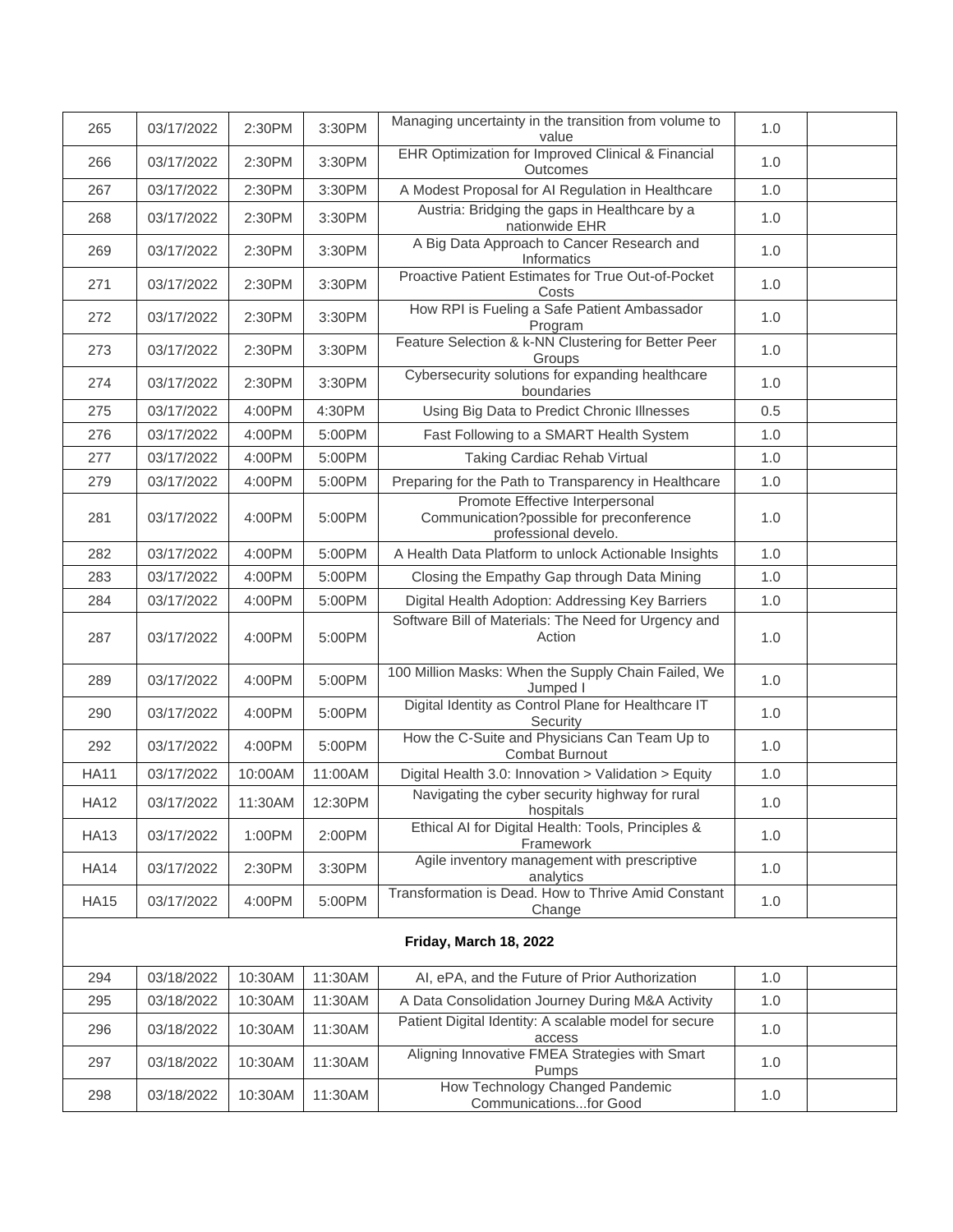| | | | | | | |
|---|---|---|---|---|---|---|
| 265 | 03/17/2022 | 2:30PM | 3:30PM | Managing uncertainty in the transition from volume to value | 1.0 | |
| 266 | 03/17/2022 | 2:30PM | 3:30PM | EHR Optimization for Improved Clinical & Financial Outcomes | 1.0 | |
| 267 | 03/17/2022 | 2:30PM | 3:30PM | A Modest Proposal for AI Regulation in Healthcare | 1.0 | |
| 268 | 03/17/2022 | 2:30PM | 3:30PM | Austria: Bridging the gaps in Healthcare by a nationwide EHR | 1.0 | |
| 269 | 03/17/2022 | 2:30PM | 3:30PM | A Big Data Approach to Cancer Research and Informatics | 1.0 | |
| 271 | 03/17/2022 | 2:30PM | 3:30PM | Proactive Patient Estimates for True Out-of-Pocket Costs | 1.0 | |
| 272 | 03/17/2022 | 2:30PM | 3:30PM | How RPI is Fueling a Safe Patient Ambassador Program | 1.0 | |
| 273 | 03/17/2022 | 2:30PM | 3:30PM | Feature Selection & k-NN Clustering for Better Peer Groups | 1.0 | |
| 274 | 03/17/2022 | 2:30PM | 3:30PM | Cybersecurity solutions for expanding healthcare boundaries | 1.0 | |
| 275 | 03/17/2022 | 4:00PM | 4:30PM | Using Big Data to Predict Chronic Illnesses | 0.5 | |
| 276 | 03/17/2022 | 4:00PM | 5:00PM | Fast Following to a SMART Health System | 1.0 | |
| 277 | 03/17/2022 | 4:00PM | 5:00PM | Taking Cardiac Rehab Virtual | 1.0 | |
| 279 | 03/17/2022 | 4:00PM | 5:00PM | Preparing for the Path to Transparency in Healthcare | 1.0 | |
| 281 | 03/17/2022 | 4:00PM | 5:00PM | Promote Effective Interpersonal Communication?possible for preconference professional develo. | 1.0 | |
| 282 | 03/17/2022 | 4:00PM | 5:00PM | A Health Data Platform to unlock Actionable Insights | 1.0 | |
| 283 | 03/17/2022 | 4:00PM | 5:00PM | Closing the Empathy Gap through Data Mining | 1.0 | |
| 284 | 03/17/2022 | 4:00PM | 5:00PM | Digital Health Adoption: Addressing Key Barriers | 1.0 | |
| 287 | 03/17/2022 | 4:00PM | 5:00PM | Software Bill of Materials: The Need for Urgency and Action | 1.0 | |
| 289 | 03/17/2022 | 4:00PM | 5:00PM | 100 Million Masks: When the Supply Chain Failed, We Jumped I | 1.0 | |
| 290 | 03/17/2022 | 4:00PM | 5:00PM | Digital Identity as Control Plane for Healthcare IT Security | 1.0 | |
| 292 | 03/17/2022 | 4:00PM | 5:00PM | How the C-Suite and Physicians Can Team Up to Combat Burnout | 1.0 | |
| HA11 | 03/17/2022 | 10:00AM | 11:00AM | Digital Health 3.0: Innovation > Validation > Equity | 1.0 | |
| HA12 | 03/17/2022 | 11:30AM | 12:30PM | Navigating the cyber security highway for rural hospitals | 1.0 | |
| HA13 | 03/17/2022 | 1:00PM | 2:00PM | Ethical AI for Digital Health: Tools, Principles & Framework | 1.0 | |
| HA14 | 03/17/2022 | 2:30PM | 3:30PM | Agile inventory management with prescriptive analytics | 1.0 | |
| HA15 | 03/17/2022 | 4:00PM | 5:00PM | Transformation is Dead. How to Thrive Amid Constant Change | 1.0 | |
| **Friday, March 18, 2022** | | | | | | |
| 294 | 03/18/2022 | 10:30AM | 11:30AM | AI, ePA, and the Future of Prior Authorization | 1.0 | |
| 295 | 03/18/2022 | 10:30AM | 11:30AM | A Data Consolidation Journey During M&A Activity | 1.0 | |
| 296 | 03/18/2022 | 10:30AM | 11:30AM | Patient Digital Identity: A scalable model for secure access | 1.0 | |
| 297 | 03/18/2022 | 10:30AM | 11:30AM | Aligning Innovative FMEA Strategies with Smart Pumps | 1.0 | |
| 298 | 03/18/2022 | 10:30AM | 11:30AM | How Technology Changed Pandemic Communications...for Good | 1.0 | |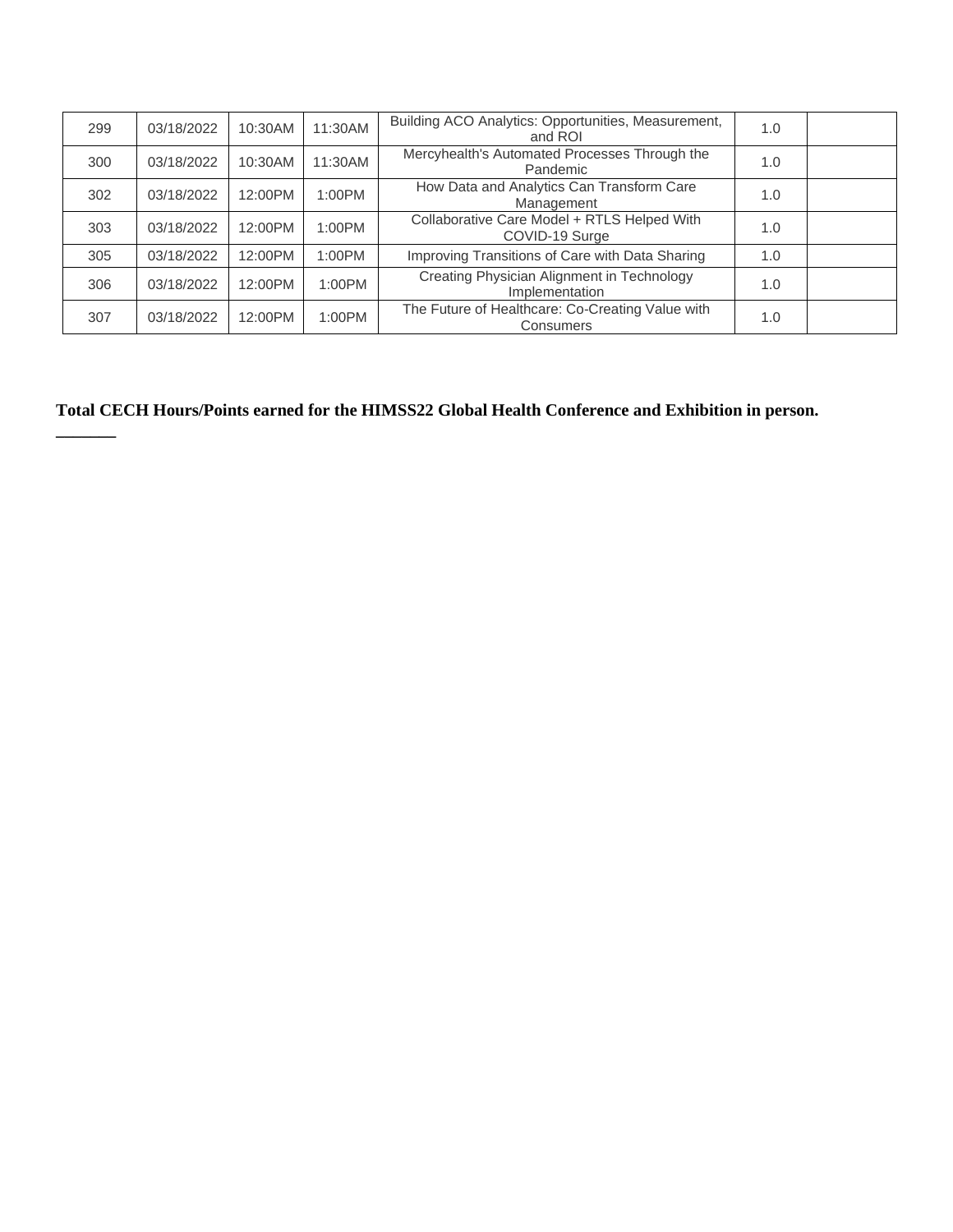| | | | | | | |
|---|---|---|---|---|---|---|
| 299 | 03/18/2022 | 10:30AM | 11:30AM | Building ACO Analytics: Opportunities, Measurement, and ROI | 1.0 | |
| 300 | 03/18/2022 | 10:30AM | 11:30AM | Mercyhealth's Automated Processes Through the Pandemic | 1.0 | |
| 302 | 03/18/2022 | 12:00PM | 1:00PM | How Data and Analytics Can Transform Care Management | 1.0 | |
| 303 | 03/18/2022 | 12:00PM | 1:00PM | Collaborative Care Model + RTLS Helped With COVID-19 Surge | 1.0 | |
| 305 | 03/18/2022 | 12:00PM | 1:00PM | Improving Transitions of Care with Data Sharing | 1.0 | |
| 306 | 03/18/2022 | 12:00PM | 1:00PM | Creating Physician Alignment in Technology Implementation | 1.0 | |
| 307 | 03/18/2022 | 12:00PM | 1:00PM | The Future of Healthcare: Co-Creating Value with Consumers | 1.0 | |

**Total CECH Hours/Points earned for the HIMSS22 Global Health Conference and Exhibition in person.**

**_______**